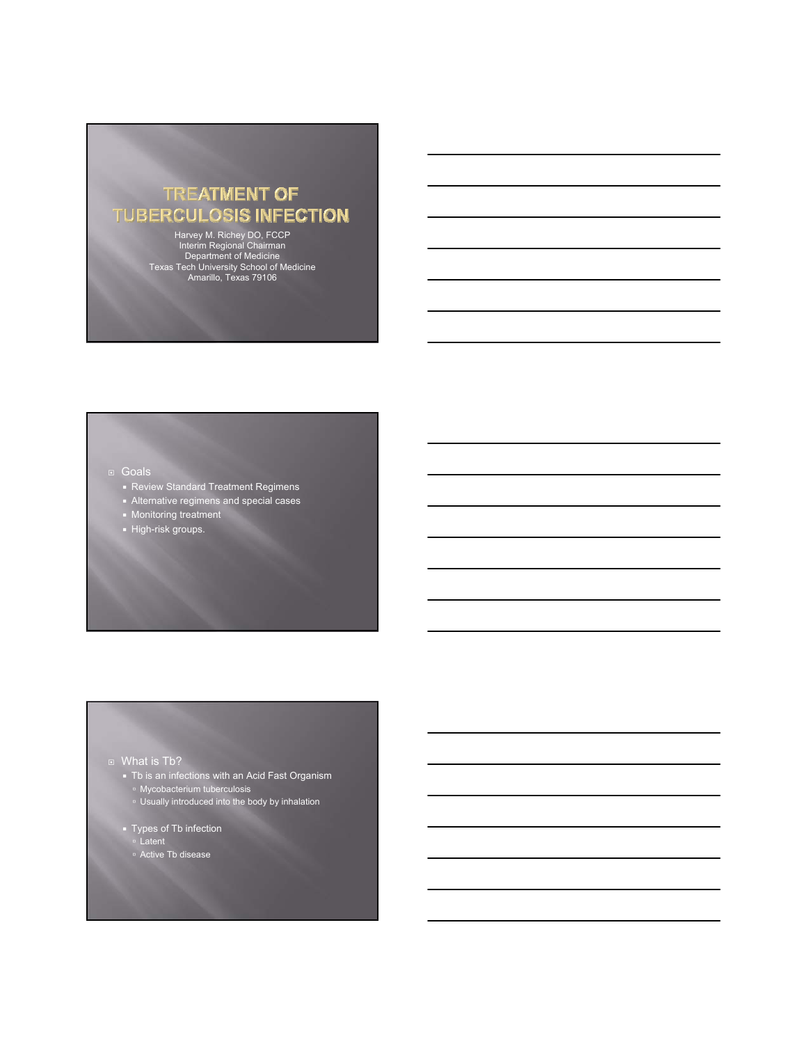# TREATMENT OF TUBERCULOSIS INFECTION

Harvey M. Richey DO, FCCP
Interim Regional Chairman
Department of Medicine
Texas Tech University School of Medicine
Amarillo, Texas 79106

- Goals
  - Review Standard Treatment Regimens
  - Alternative regimens and special cases
  - Monitoring treatment
  - High-risk groups.

- What is Tb?
  - Tb is an infections with an Acid Fast Organism
    - Mycobacterium tuberculosis
    - Usually introduced into the body by inhalation
  - Types of Tb infection
    - Latent
    - Active Tb disease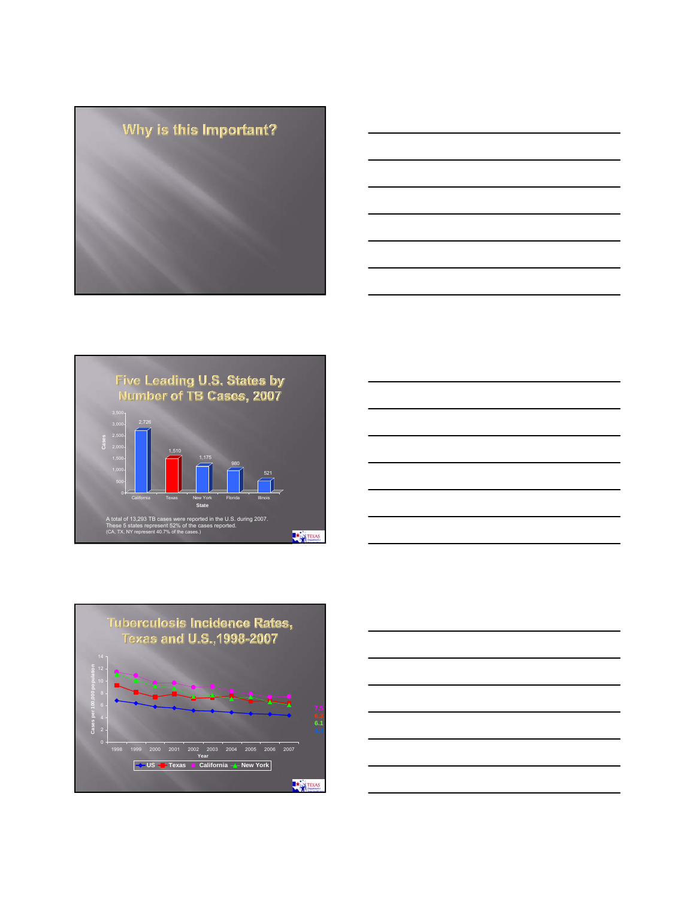## Why is this Important?

## Five Leading U.S. States by Number of TB Cases, 2007

| State | Cases |
|---|---|
| California | 2,726 |
| Texas | 1,510 |
| New York | 1,175 |
| Florida | 980 |
| Illinois | 521 |

A total of 13,293 TB cases were reported in the U.S. during 2007.
These 5 states represent 52% of the cases reported.
(CA, TX, NY represent 40.7% of the cases.)

## Tuberculosis Incidence Rates, Texas and U.S.,1998-2007

Cases per 100,000 population

Year: 1998, 1999, 2000, 2001, 2002, 2003, 2004, 2005, 2006, 2007

Legend: US, Texas, California, New York

2007 values: 7.5, 6.3, 6.1, 4.4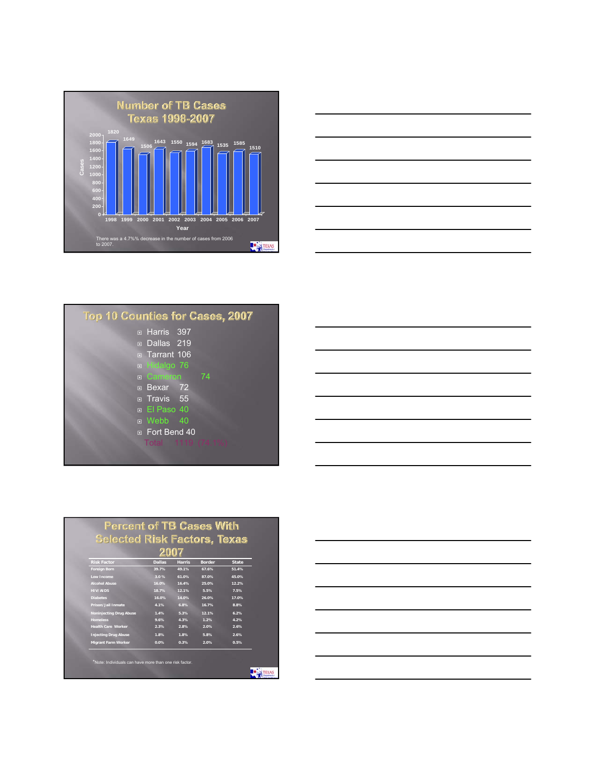## Number of TB Cases Texas 1998-2007

| Year | Cases |
|---|---|
| 1998 | 1820 |
| 1999 | 1649 |
| 2000 | 1506 |
| 2001 | 1643 |
| 2002 | 1550 |
| 2003 | 1594 |
| 2004 | 1683 |
| 2005 | 1535 |
| 2006 | 1585 |
| 2007 | 1510 |

There was a 4.7%% decrease in the number of cases from 2006 to 2007.

## Top 10 Counties for Cases, 2007

- Harris 397
- Dallas 219
- Tarrant 106
- Hidalgo 76
- Cameron 74
- Bexar 72
- Travis 55
- El Paso 40
- Webb 40
- Fort Bend 40

Total 1119 (74.1%)

## Percent of TB Cases With Selected Risk Factors, Texas 2007

| Risk Factor | Dallas | Harris | Border | State |
|---|---|---|---|---|
| Foreign Born | 39.7% | 49.1% | 67.6% | 51.4% |
| Low Income | 3.0 % | 61.0% | 87.0% | 45.0% |
| Alcohol Abuse | 16.0% | 16.4% | 25.0% | 12.2% |
| HIV/AIDS | 18.7% | 12.1% | 5.5% | 7.5% |
| Diabetes | 16.0% | 14.0% | 26.0% | 17.0% |
| Prison/Jail Inmate | 4.1% | 6.8% | 16.7% | 8.8% |
| Noninjecting Drug Abuse | 1.4% | 5.3% | 12.1% | 6.2% |
| Homeless | 9.6% | 4.3% | 1.2% | 4.2% |
| Health Care Worker | 2.3% | 2.8% | 2.0% | 2.6% |
| Injecting Drug Abuse | 1.8% | 1.8% | 5.8% | 2.6% |
| Migrant Farm Worker | 0.0% | 0.3% | 2.0% | 0.5% |

*Note: Individuals can have more than one risk factor.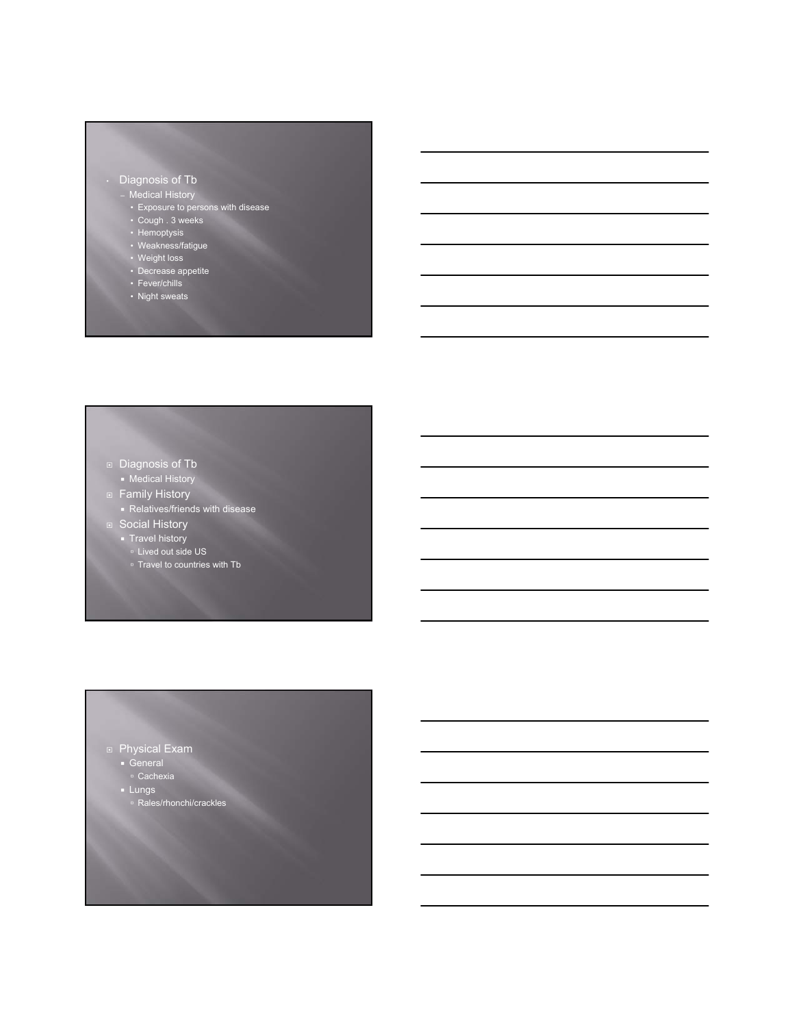- Diagnosis of Tb
  - Medical History
    - Exposure to persons with disease
    - Cough . 3 weeks
    - Hemoptysis
    - Weakness/fatigue
    - Weight loss
    - Decrease appetite
    - Fever/chills
    - Night sweats

---

- Diagnosis of Tb
  - Medical History
- Family History
  - Relatives/friends with disease
- Social History
  - Travel history
    - Lived out side US
    - Travel to countries with Tb

---

- Physical Exam
  - General
    - Cachexia
  - Lungs
    - Rales/rhonchi/crackles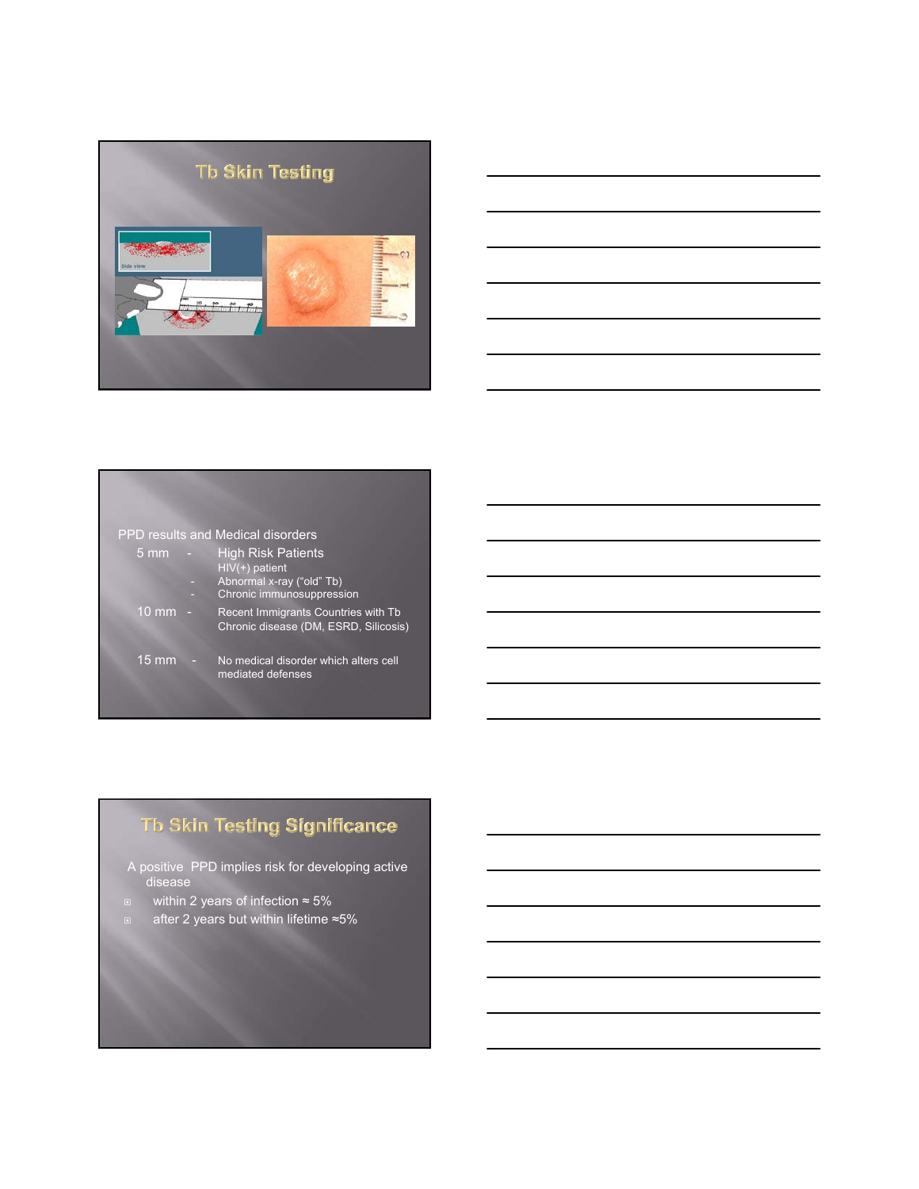## Tb Skin Testing

PPD results and Medical disorders

- 5 mm - High Risk Patients
  - HIV(+) patient
  - Abnormal x-ray ("old" Tb)
  - Chronic immunosuppression
- 10 mm - Recent Immigrants Countries with Tb
  - Chronic disease (DM, ESRD, Silicosis)
- 15 mm - No medical disorder which alters cell mediated defenses

## Tb Skin Testing Significance

A positive PPD implies risk for developing active disease

- within 2 years of infection ≈ 5%
- after 2 years but within lifetime ≈5%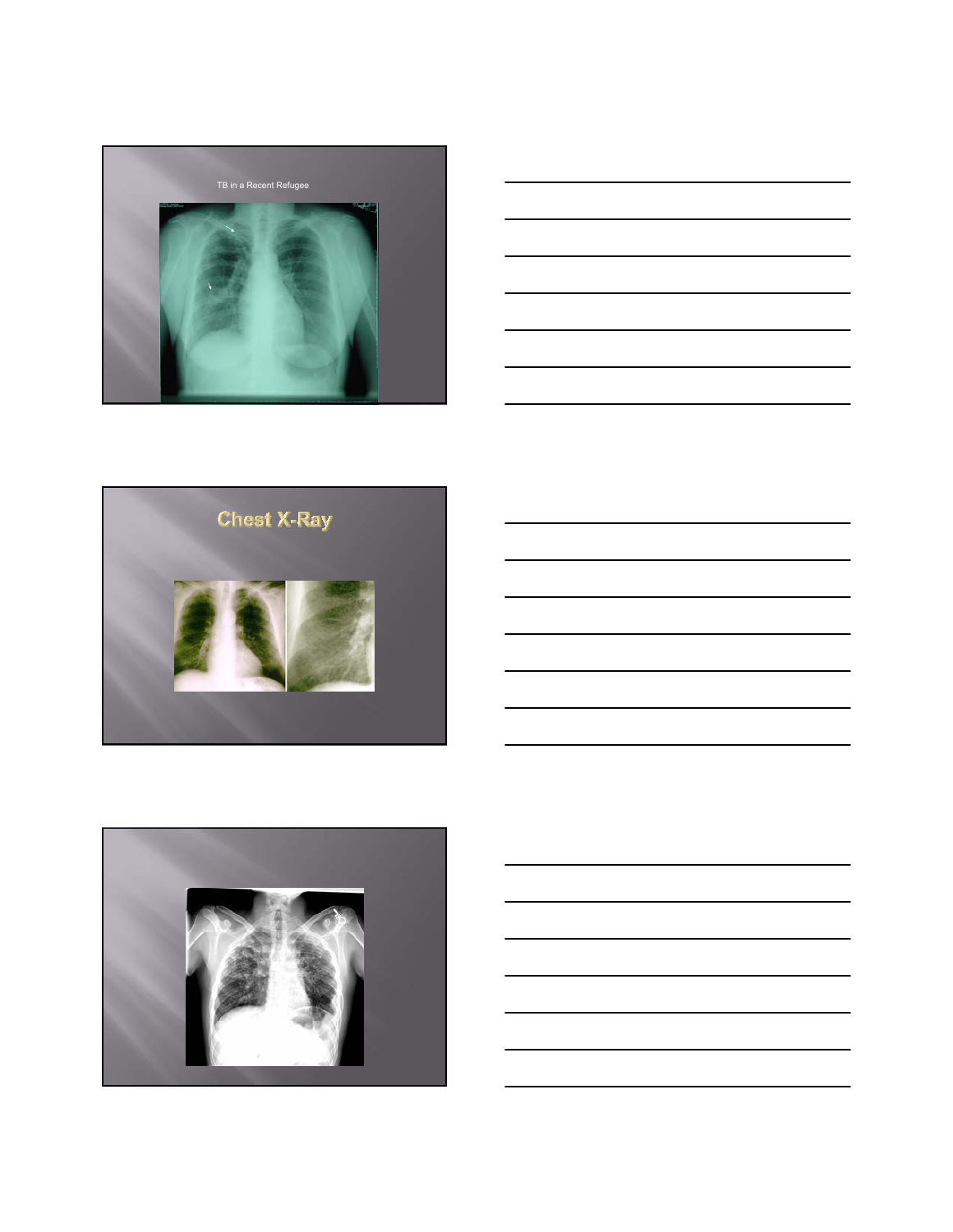TB in a Recent Refugee

## Chest X-Ray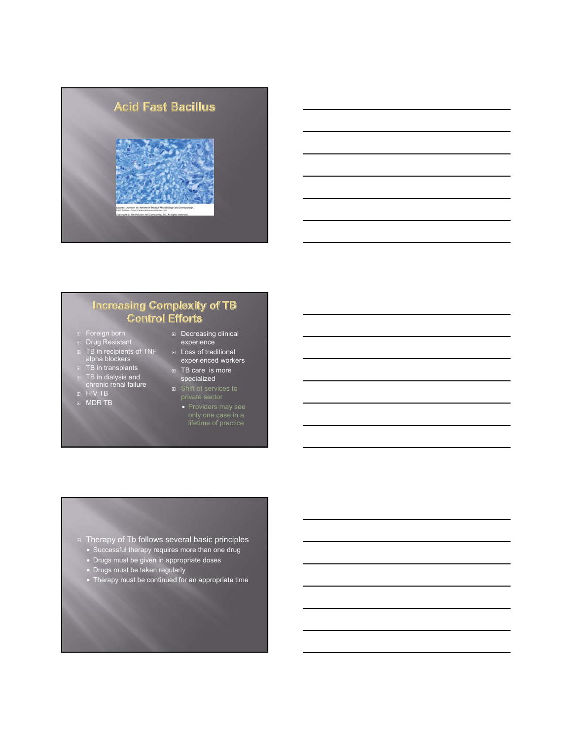## Acid Fast Bacillus

Source: Levinson W: Review of Medical Microbiology and Immunology, 10th Edition: http://www.accessmedicine.com

Copyright © The McGraw-Hill Companies, Inc. All rights reserved.

## Increasing Complexity of TB Control Efforts

- Foreign born
- Drug Resistant
- TB in recipients of TNF alpha blockers
- TB in transplants
- TB in dialysis and chronic renal failure
- HIV TB
- MDR TB
- Decreasing clinical experience
- Loss of traditional experienced workers
- TB care is more specialized
- Shift of services to private sector
  - Providers may see only one case in a lifetime of practice

---

- Therapy of Tb follows several basic principles
  - Successful therapy requires more than one drug
  - Drugs must be given in appropriate doses
  - Drugs must be taken regularly
  - Therapy must be continued for an appropriate time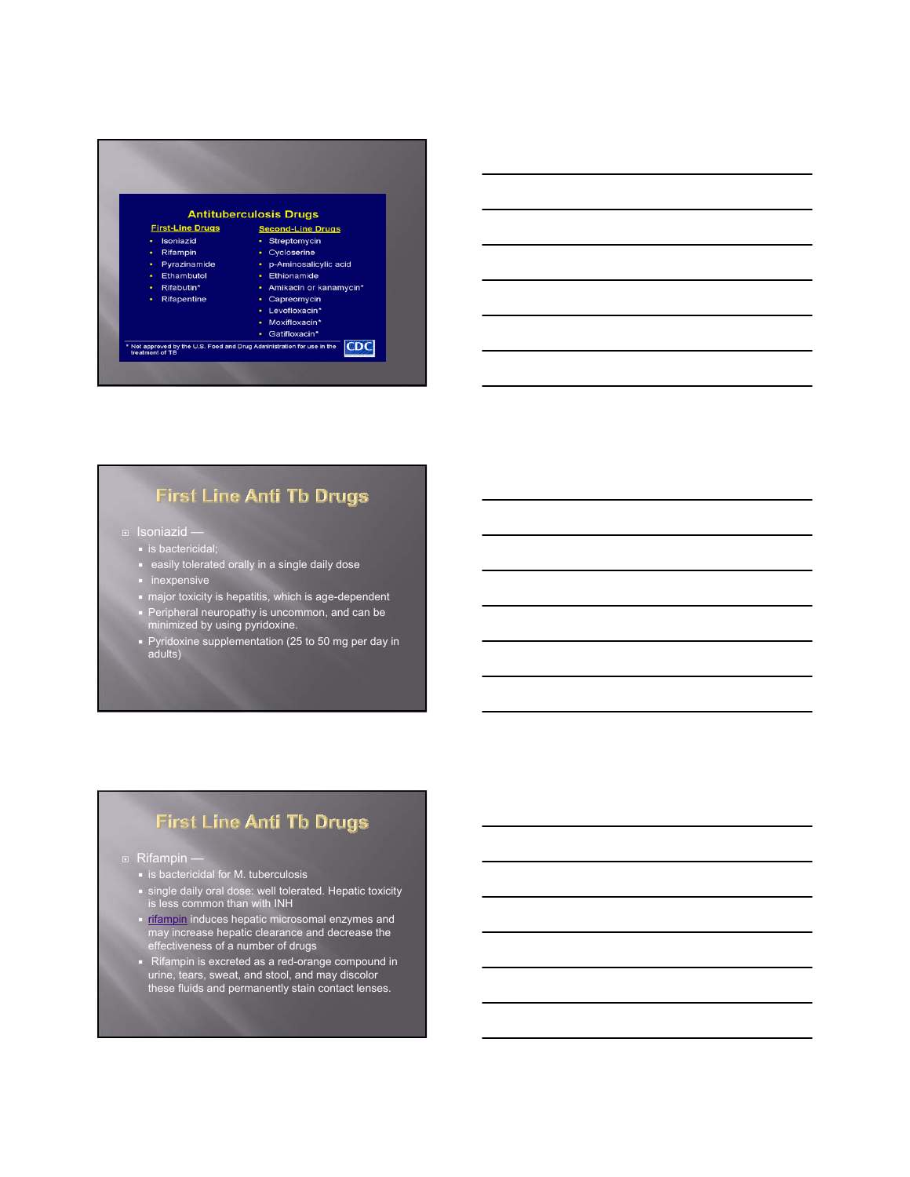## Antituberculosis Drugs

| First-Line Drugs | Second-Line Drugs |
|---|---|
| Isoniazid | Streptomycin |
| Rifampin | Cycloserine |
| Pyrazinamide | p-Aminosalicylic acid |
| Ethambutol | Ethionamide |
| Rifabutin* | Amikacin or kanamycin* |
| Rifapentine | Capreomycin |
| | Levofloxacin* |
| | Moxifloxacin* |
| | Gatifloxacin* |

* Not approved by the U.S. Food and Drug Administration for use in the treatment of TB

CDC

## First Line Anti Tb Drugs

- Isoniazid —
  - is bactericidal;
  - easily tolerated orally in a single daily dose
  - inexpensive
  - major toxicity is hepatitis, which is age-dependent
  - Peripheral neuropathy is uncommon, and can be minimized by using pyridoxine.
  - Pyridoxine supplementation (25 to 50 mg per day in adults)

## First Line Anti Tb Drugs

- Rifampin —
  - is bactericidal for M. tuberculosis
  - single daily oral dose: well tolerated. Hepatic toxicity is less common than with INH
  - rifampin induces hepatic microsomal enzymes and may increase hepatic clearance and decrease the effectiveness of a number of drugs
  - Rifampin is excreted as a red-orange compound in urine, tears, sweat, and stool, and may discolor these fluids and permanently stain contact lenses.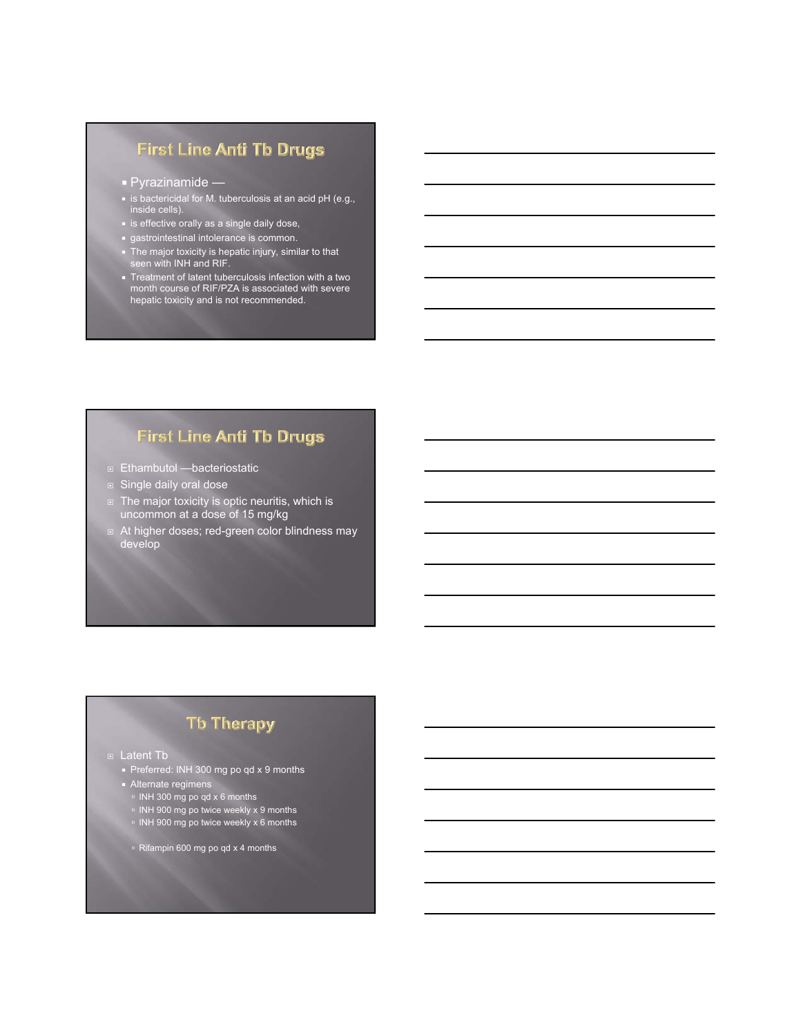## First Line Anti Tb Drugs

- Pyrazinamide —
  - is bactericidal for M. tuberculosis at an acid pH (e.g., inside cells).
  - is effective orally as a single daily dose,
  - gastrointestinal intolerance is common.
  - The major toxicity is hepatic injury, similar to that seen with INH and RIF.
  - Treatment of latent tuberculosis infection with a two month course of RIF/PZA is associated with severe hepatic toxicity and is not recommended.

## First Line Anti Tb Drugs

- Ethambutol —bacteriostatic
- Single daily oral dose
- The major toxicity is optic neuritis, which is uncommon at a dose of 15 mg/kg
- At higher doses; red-green color blindness may develop

## Tb Therapy

- Latent Tb
  - Preferred: INH 300 mg po qd x 9 months
  - Alternate regimens
    - INH 300 mg po qd x 6 months
    - INH 900 mg po twice weekly x 9 months
    - INH 900 mg po twice weekly x 6 months
    - Rifampin 600 mg po qd x 4 months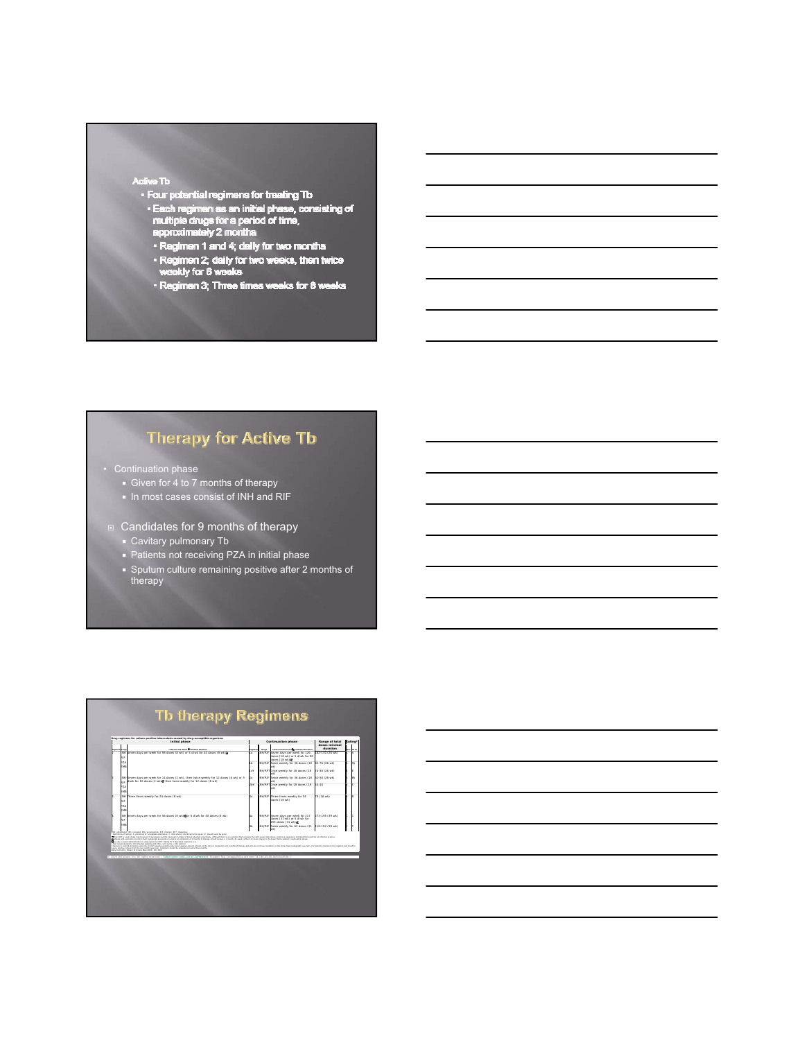Active Tb

- Four potential regimens for treating Tb
  - Each regimen as an initial phase, consisting of multiple drugs for a period of time, approximately 2 months
    - Regimen 1 and 4; daily for two months
    - Regimen 2; daily for two weeks, then twice weekly for 6 weeks
    - Regimen 3; Three times weeks for 8 weeks

## Therapy for Active Tb

- Continuation phase
  - Given for 4 to 7 months of therapy
  - In most cases consist of INH and RIF
- Candidates for 9 months of therapy
  - Cavitary pulmonary Tb
  - Patients not receiving PZA in initial phase
  - Sputum culture remaining positive after 2 months of therapy

## Tb therapy Regimens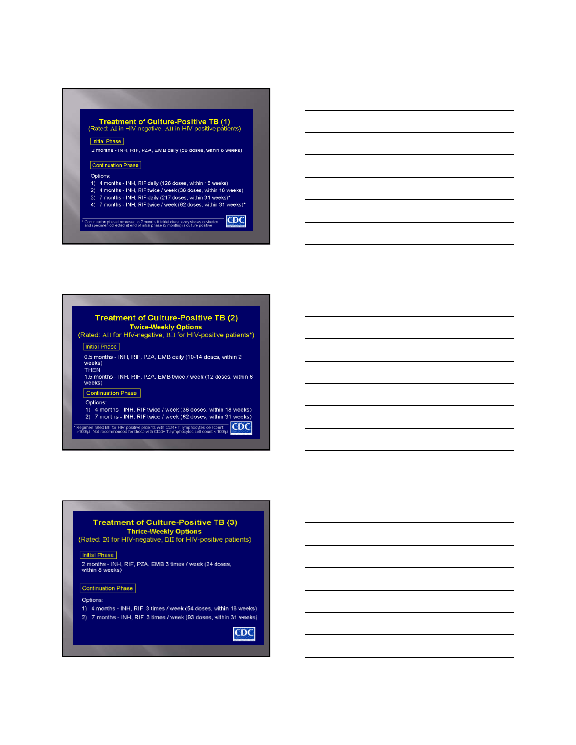## Treatment of Culture-Positive TB (1)

(Rated: AI in HIV-negative, AII in HIV-positive patients)

**Initial Phase**

2 months - INH, RIF, PZA, EMB daily (56 doses, within 8 weeks)

**Continuation Phase**

Options:

1) 4 months - INH, RIF daily (126 doses, within 18 weeks)
2) 4 months - INH, RIF twice / week (36 doses, within 18 weeks)
3) 7 months - INH, RIF daily (217 doses, within 31 weeks)*
4) 7 months - INH, RIF twice / week (62 doses, within 31 weeks)*

\* Continuation phase increased to 7 months if initial chest x-ray shows cavitation and specimen collected at end of initial phase (2 months) is culture positive

## Treatment of Culture-Positive TB (2)

### Twice-Weekly Options

(Rated: AII for HIV-negative, BII for HIV-positive patients*)

**Initial Phase**

0.5 months - INH, RIF, PZA, EMB daily (10-14 doses, within 2 weeks)

THEN

1.5 months - INH, RIF, PZA, EMB twice / week (12 doses, within 6 weeks)

**Continuation Phase**

Options:

1) 4 months - INH, RIF twice / week (36 doses, within 18 weeks)
2) 7 months - INH, RIF twice / week (62 doses, within 31 weeks)

\* Regimen rated BII for HIV-positive patients with CD4+ T-lymphocytes cell count >100/µl. Not recommended for those with CD4+ T-lymphocytes cell count < 100/µl

## Treatment of Culture-Positive TB (3)

### Thrice-Weekly Options

(Rated: BI for HIV-negative, BII for HIV-positive patients)

**Initial Phase**

2 months - INH, RIF, PZA, EMB 3 times / week (24 doses, within 8 weeks)

**Continuation Phase**

Options:

1) 4 months - INH, RIF 3 times / week (54 doses, within 18 weeks)
2) 7 months - INH, RIF 3 times / week (93 doses, within 31 weeks)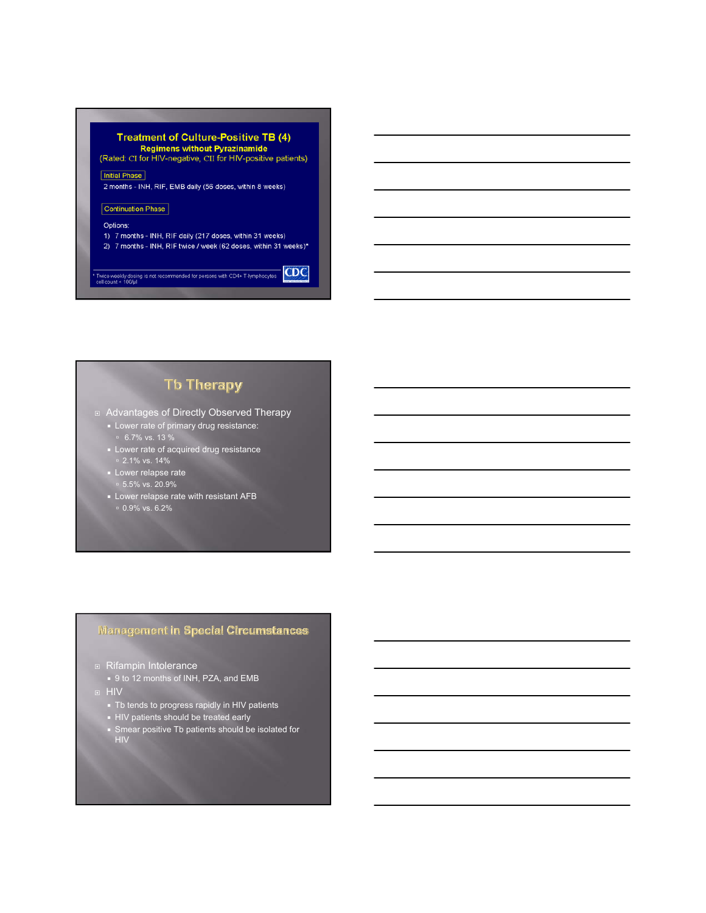## Treatment of Culture-Positive TB (4)

**Regimens without Pyrazinamide**

(Rated: CI for HIV-negative, CII for HIV-positive patients)

Initial Phase

2 months - INH, RIF, EMB daily (56 doses, within 8 weeks)

Continuation Phase

Options:

1) 7 months - INH, RIF daily (217 doses, within 31 weeks)
2) 7 months - INH, RIF twice / week (62 doses, within 31 weeks)*

* Twice weekly dosing is not recommended for persons with CD4+ T-lymphocytes cell count < 100/µl

CDC

## Tb Therapy

- Advantages of Directly Observed Therapy
  - Lower rate of primary drug resistance:
    - 6.7% vs. 13 %
  - Lower rate of acquired drug resistance
    - 2.1% vs. 14%
  - Lower relapse rate
    - 5.5% vs. 20.9%
  - Lower relapse rate with resistant AFB
    - 0.9% vs. 6.2%

## Management in Special Circumstances

- Rifampin Intolerance
  - 9 to 12 months of INH, PZA, and EMB
- HIV
  - Tb tends to progress rapidly in HIV patients
  - HIV patients should be treated early
  - Smear positive Tb patients should be isolated for HIV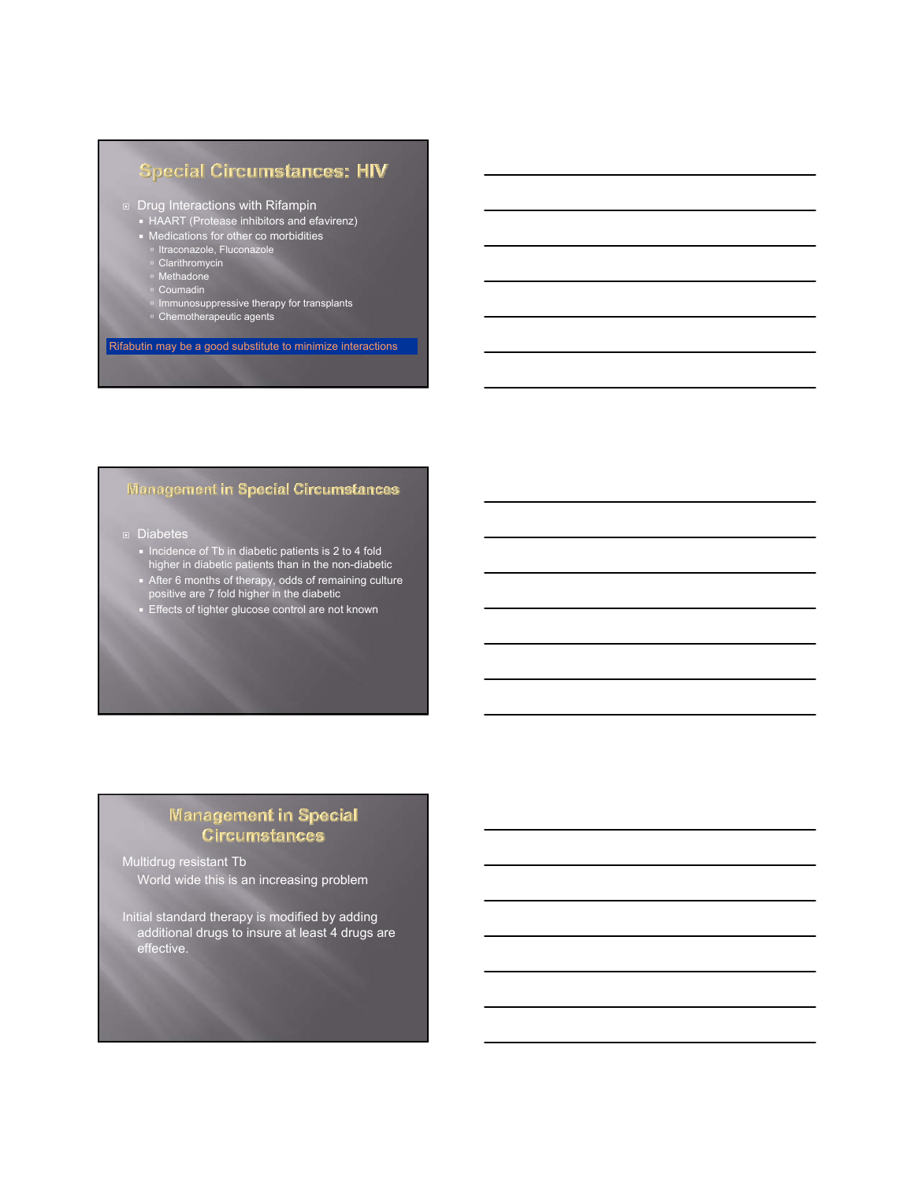## Special Circumstances: HIV

- Drug Interactions with Rifampin
  - HAART (Protease inhibitors and efavirenz)
  - Medications for other co morbidities
    - Itraconazole, Fluconazole
    - Clarithromycin
    - Methadone
    - Coumadin
    - Immunosuppressive therapy for transplants
    - Chemotherapeutic agents

Rifabutin may be a good substitute to minimize interactions

## Management in Special Circumstances

- Diabetes
  - Incidence of Tb in diabetic patients is 2 to 4 fold higher in diabetic patients than in the non-diabetic
  - After 6 months of therapy, odds of remaining culture positive are 7 fold higher in the diabetic
  - Effects of tighter glucose control are not known

## Management in Special Circumstances

Multidrug resistant Tb
World wide this is an increasing problem

Initial standard therapy is modified by adding additional drugs to insure at least 4 drugs are effective.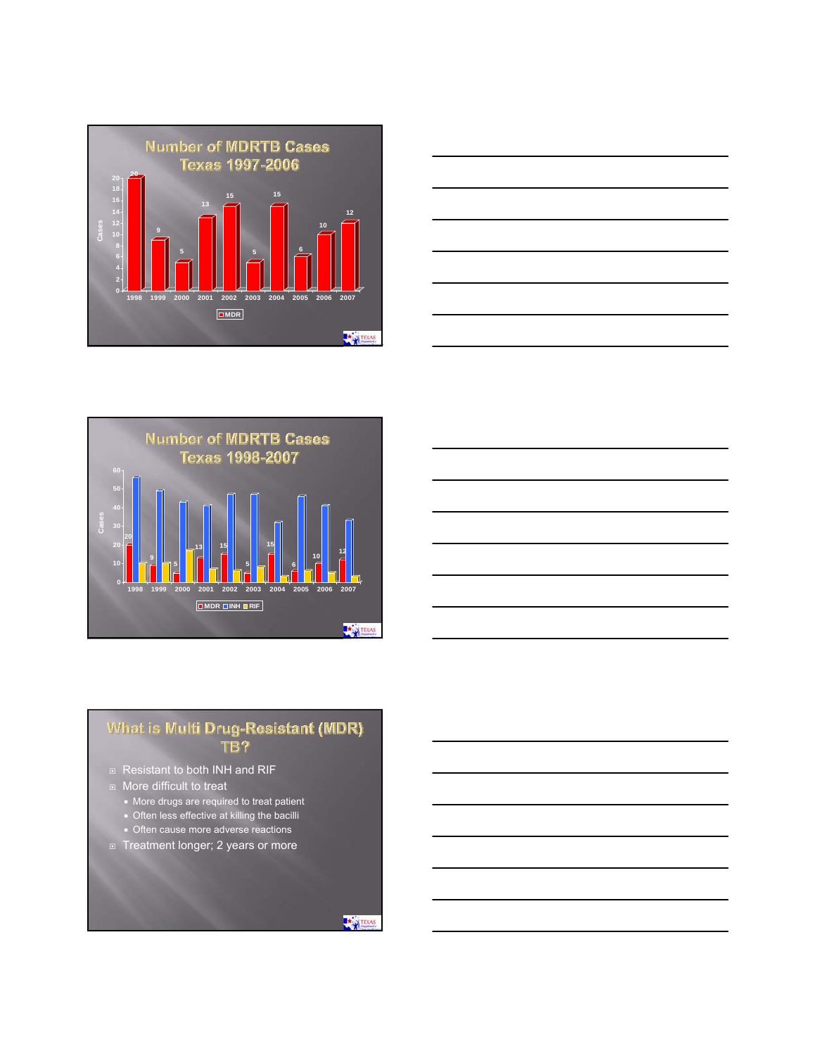## Number of MDRTB Cases Texas 1997-2006

| Year | MDR |
|---|---|
| 1998 | 20 |
| 1999 | 9 |
| 2000 | 5 |
| 2001 | 13 |
| 2002 | 15 |
| 2003 | 5 |
| 2004 | 15 |
| 2005 | 6 |
| 2006 | 10 |
| 2007 | 12 |

## Number of MDRTB Cases Texas 1998-2007

| Year | MDR |
|---|---|
| 1998 | 20 |
| 1999 | 9 |
| 2000 | 5 |
| 2001 | 13 |
| 2002 | 15 |
| 2003 | 5 |
| 2004 | 15 |
| 2005 | 6 |
| 2006 | 10 |
| 2007 | 12 |

Legend: MDR, INH, RIF

## What is Multi Drug-Resistant (MDR) TB?

- Resistant to both INH and RIF
- More difficult to treat
  - More drugs are required to treat patient
  - Often less effective at killing the bacilli
  - Often cause more adverse reactions
- Treatment longer; 2 years or more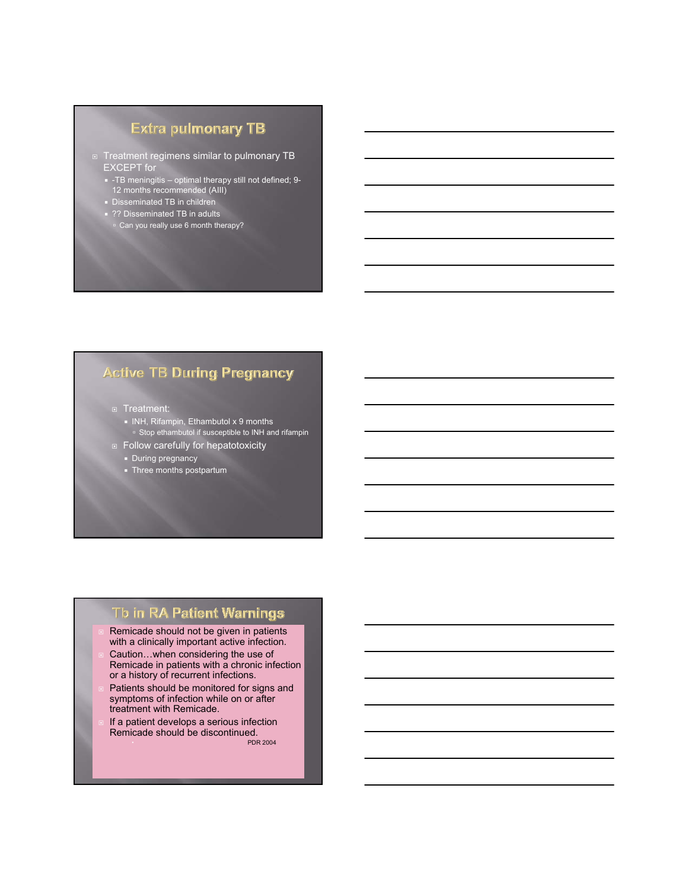## Extra pulmonary TB

- Treatment regimens similar to pulmonary TB EXCEPT for
  - -TB meningitis – optimal therapy still not defined; 9-12 months recommended (AIII)
  - Disseminated TB in children
  - ?? Disseminated TB in adults
    - Can you really use 6 month therapy?

## Active TB During Pregnancy

- Treatment:
  - INH, Rifampin, Ethambutol x 9 months
    - Stop ethambutol if susceptible to INH and rifampin
- Follow carefully for hepatotoxicity
  - During pregnancy
  - Three months postpartum

## Tb in RA Patient Warnings

- Remicade should not be given in patients with a clinically important active infection.
- Caution…when considering the use of Remicade in patients with a chronic infection or a history of recurrent infections.
- Patients should be monitored for signs and symptoms of infection while on or after treatment with Remicade.
- If a patient develops a serious infection Remicade should be discontinued.

PDR 2004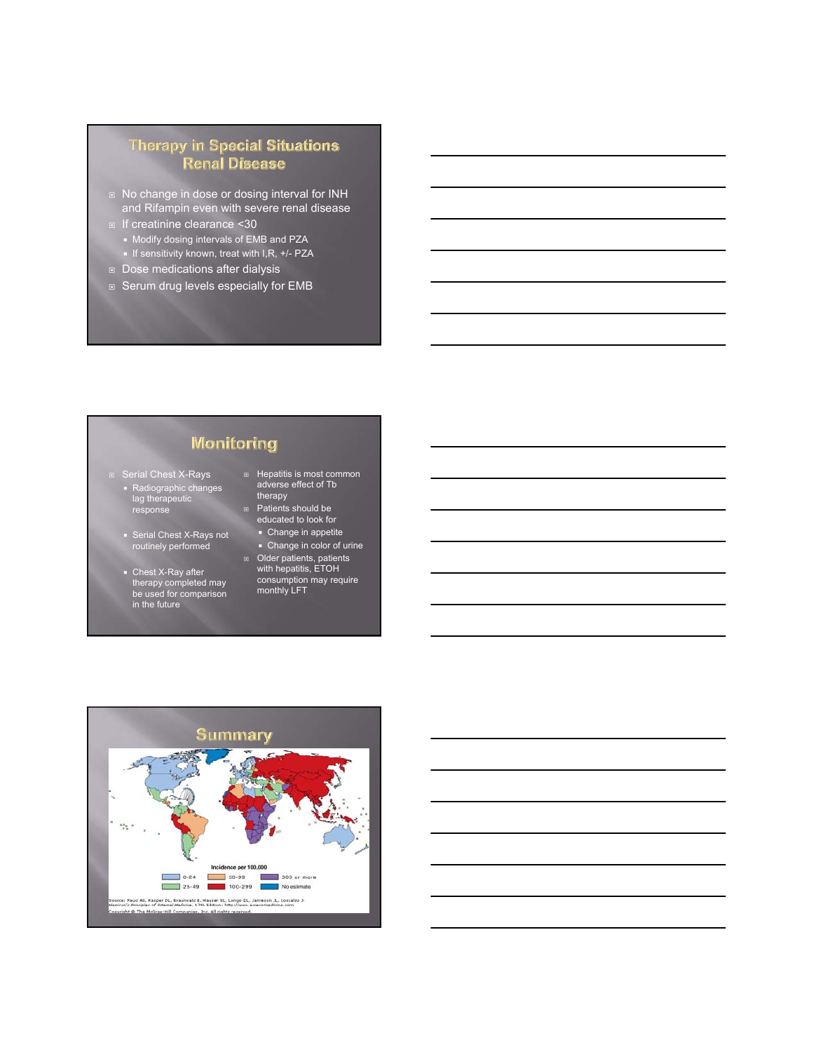## Therapy in Special Situations
## Renal Disease

- No change in dose or dosing interval for INH and Rifampin even with severe renal disease
- If creatinine clearance <30
  - Modify dosing intervals of EMB and PZA
  - If sensitivity known, treat with I,R, +/- PZA
- Dose medications after dialysis
- Serum drug levels especially for EMB

## Monitoring

- Serial Chest X-Rays
  - Radiographic changes lag therapeutic response
  - Serial Chest X-Rays not routinely performed
  - Chest X-Ray after therapy completed may be used for comparison in the future
- Hepatitis is most common adverse effect of Tb therapy
- Patients should be educated to look for
  - Change in appetite
  - Change in color of urine
- Older patients, patients with hepatitis, ETOH consumption may require monthly LFT

## Summary

Incidence per 100,000

0-24

25-49

50-99

100-299

300 or more

No estimate

Source: Fauci AS, Kasper DL, Braunwald E, Hauser SL, Longo DL, Jameson JL, Loscalzo J: *Harrison's Principles of Internal Medicine*, 17th Edition: http://www.accessmedicine.com

Copyright © The McGraw-Hill Companies, Inc. All rights reserved.